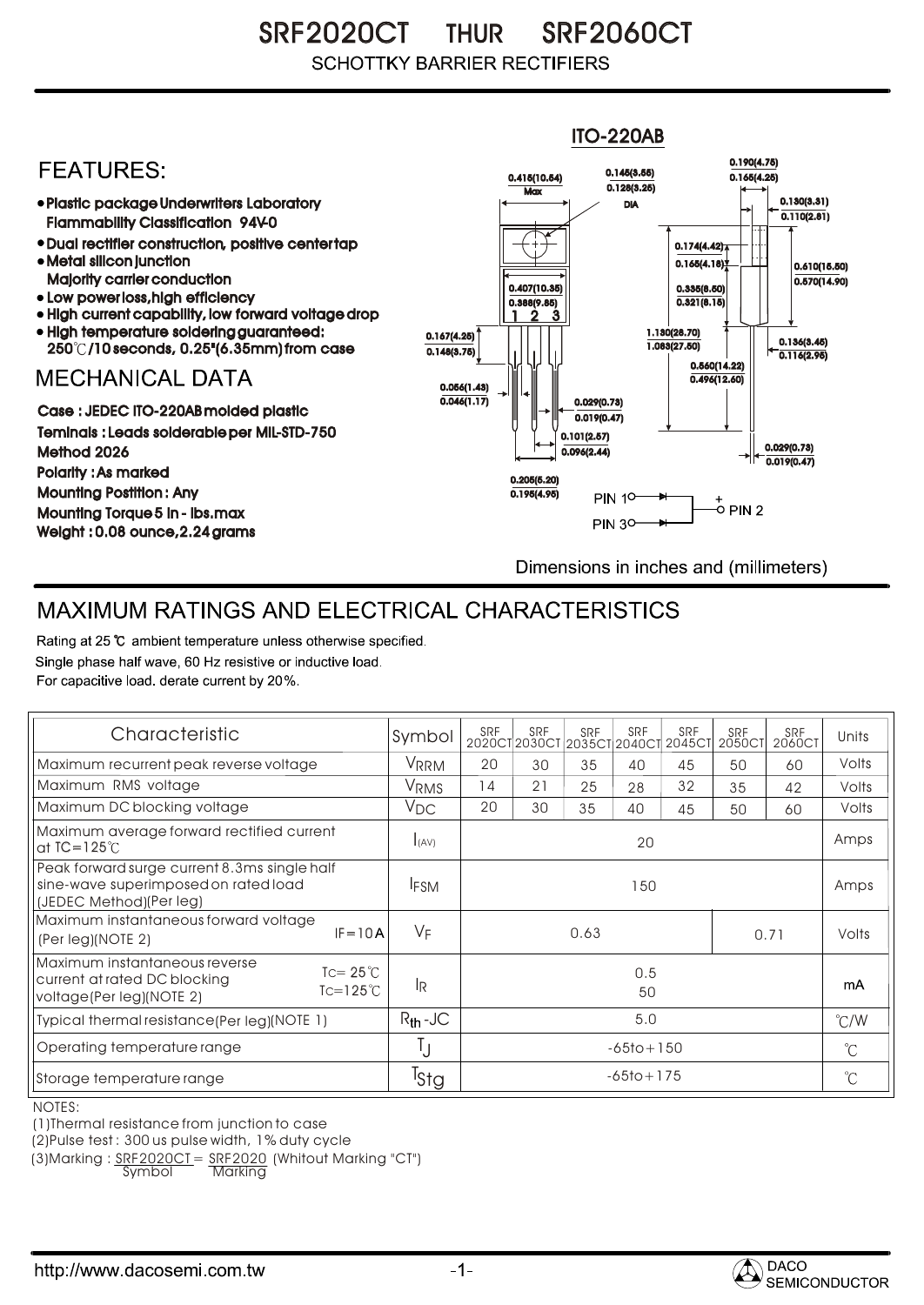# SRF2020CT THUR SRF2060CT

## SCHOTTKY BARRIER RECTIFIERS

## FEATURES:

- Plastic package Underwriters Laboratory Flammability Classification 94V-0
- Dual rectifier construction, positive center tap
- Metal silicon junction Majority carrier conduction
- Low power loss, high efficiency
- High current capability, low forward voltage drop
- High temperature soldering guaranteed: 250℃/10 seconds, 0.25"(6.35mm) from case

## MECHANICAL DATA

Case : JEDEC ITO-220AB molded plastic

Teminals : Leads solderable per MIL-STD-750 Method 2026

Polarity : As marked

Mounting Postition : Any

Mounting Torque 5 in - lbs.max

Weight : 0.08 ounce, 2.24 grams

ITO-220AB

0.415(10.54) Max
0.145(3.55)
0.128(3.25)
DIA
0.190(4.75)
0.165(4.25)
0.130(3.31)
0.110(2.81)
0.174(4.42)
0.165(4.18)
0.610(15.50)
0.570(14.90)
0.407(10.35)
0.388(9.85)
0.335(8.50)
0.321(8.15)
1 2 3
0.167(4.25)
0.148(3.75)
1.130(28.70)
1.083(27.50)
0.136(3.45)
0.116(2.95)
0.560(14.22)
0.496(12.60)
0.056(1.43)
0.046(1.17)
0.029(0.73)
0.019(0.47)
0.101(2.57)
0.096(2.44)
0.029(0.73)
0.019(0.47)
0.205(5.20)
0.195(4.95)
PIN 1
PIN 2
PIN 3

Dimensions in inches and (millimeters)

## MAXIMUM RATINGS AND ELECTRICAL CHARACTERISTICS

Rating at 25 ℃ ambient temperature unless otherwise specified.
Single phase half wave, 60 Hz resistive or inductive load.
For capacitive load. derate current by 20%.

| Characteristic | Symbol | SRF 2020CT | SRF 2030CT | SRF 2035CT | SRF 2040CT | SRF 2045CT | SRF 2050CT | SRF 2060CT | Units |
|---|---|---|---|---|---|---|---|---|---|
| Maximum recurrent peak reverse voltage | $V_{RRM}$ | 20 | 30 | 35 | 40 | 45 | 50 | 60 | Volts |
| Maximum RMS voltage | $V_{RMS}$ | 14 | 21 | 25 | 28 | 32 | 35 | 42 | Volts |
| Maximum DC blocking voltage | $V_{DC}$ | 20 | 30 | 35 | 40 | 45 | 50 | 60 | Volts |
| Maximum average forward rectified current at TC=125℃ | $I_{(AV)}$ | 20 | | | | | | | Amps |
| Peak forward surge current 8.3ms single half sine-wave superimposed on rated load (JEDEC Method)(Per leg) | $I_{FSM}$ | 150 | | | | | | | Amps |
| Maximum instantaneous forward voltage (Per leg)(NOTE 2) IF=10A | $V_F$ | 0.63 | | | | | 0.71 | | Volts |
| Maximum instantaneous reverse current at rated DC blocking voltage(Per leg)(NOTE 2) TC=25℃ / TC=125℃ | $I_R$ | 0.5 / 50 | | | | | | | mA |
| Typical thermal resistance(Per leg)(NOTE 1) | $R_{th}$-JC | 5.0 | | | | | | | ℃/W |
| Operating temperature range | $T_J$ | -65to+150 | | | | | | | ℃ |
| Storage temperature range | $T_{Stg}$ | -65to+175 | | | | | | | ℃ |

NOTES:
(1)Thermal resistance from junction to case
(2)Pulse test : 300 us pulse width, 1% duty cycle
(3)Marking : SRF2020CT = SRF2020 (Whitout Marking "CT")
Symbol Marking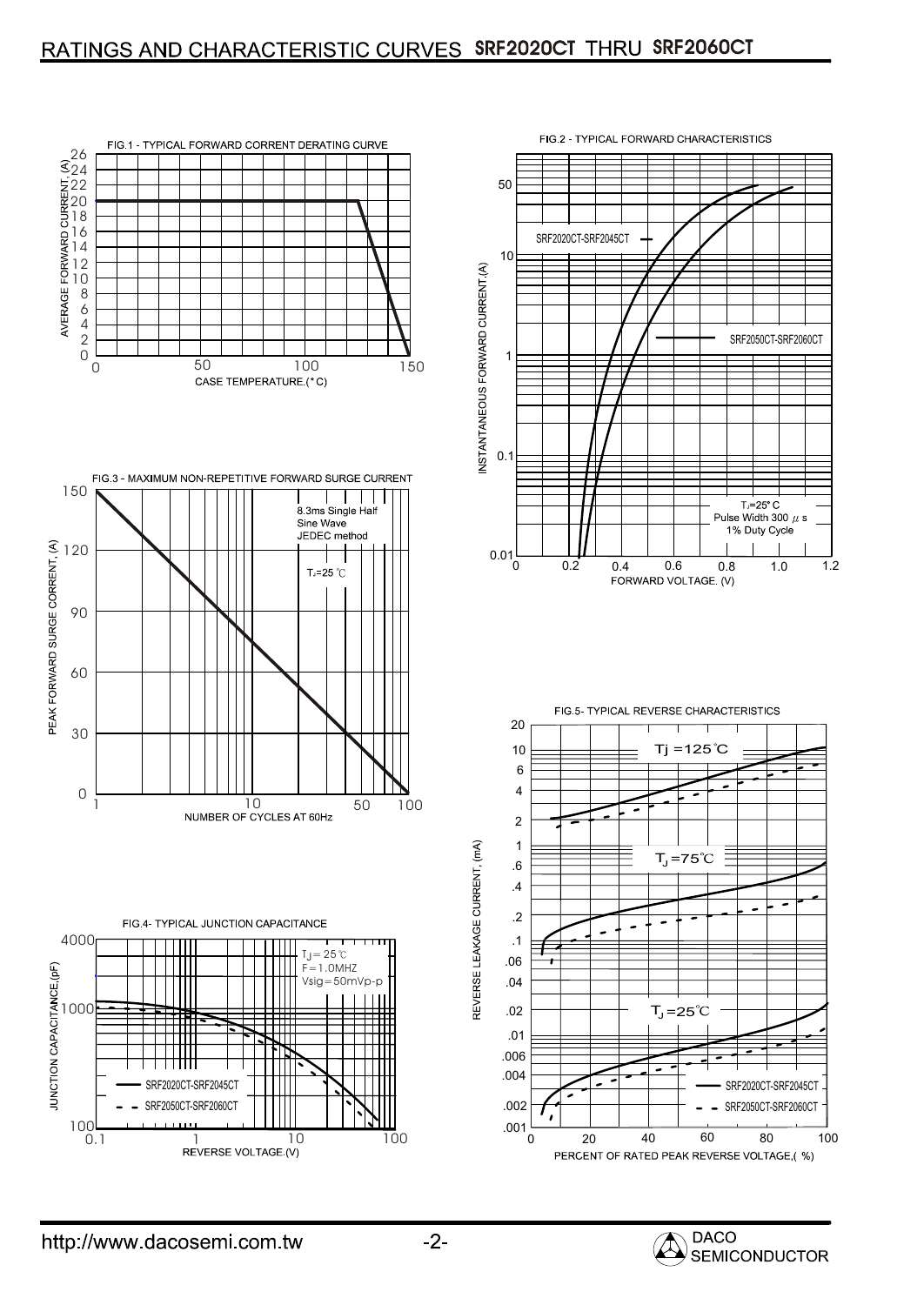# RATINGS AND CHARACTERISTIC CURVES SRF2020CT THRU SRF2060CT

FIG.1 - TYPICAL FORWARD CORRENT DERATING CURVE

AVERAGE FORWARD CURRENT, (A)

26
24
22
20
18
16
14
12
10
8
6
4
2
0

0
50
100
150

CASE TEMPERATURE.(°C)

FIG.2 - TYPICAL FORWARD CHARACTERISTICS

INSTANTANEOUS FORWARD CURRENT,(A)

50
10
1
0.1
0.01

SRF2020CT-SRF2045CT

SRF2050CT-SRF2060CT

$T_J$=25°C
Pulse Width 300 $\mu$ s
1% Duty Cycle

0
0.2
0.4
0.6
0.8
1.0
1.2

FORWARD VOLTAGE. (V)

FIG.3 - MAXIMUM NON-REPETITIVE FORWARD SURGE CURRENT

PEAK FORWARD SURGE CORRENT, (A)

150
120
90
60
30
0

8.3ms Single Half
Sine Wave
JEDEC method

$T_J$=25 ℃

1
10
50
100

NUMBER OF CYCLES AT 60Hz

FIG.4- TYPICAL JUNCTION CAPACITANCE

JUNCTION CAPACITANCE,(pF)

4000
1000
100

$T_J$= 25 ℃
F=1.0MHZ
Vsig=50mVp-p

SRF2020CT-SRF2045CT
SRF2050CT-SRF2060CT

0.1
1
10
100

REVERSE VOLTAGE.(V)

FIG.5- TYPICAL REVERSE CHARACTERISTICS

REVERSE LEAKAGE CURRENT, (mA)

20
10
6
4
2
1
.6
.4
.2
.1
.06
.04
.02
.01
.006
.004
.002
.001

Tj =125℃

$T_J$ =75℃

$T_J$ =25℃

SRF2020CT-SRF2045CT
SRF2050CT-SRF2060CT

0
20
40
60
80
100

PERCENT OF RATED PEAK REVERSE VOLTAGE,( %)

http://www.dacosemi.com.tw

DACO SEMICONDUCTOR